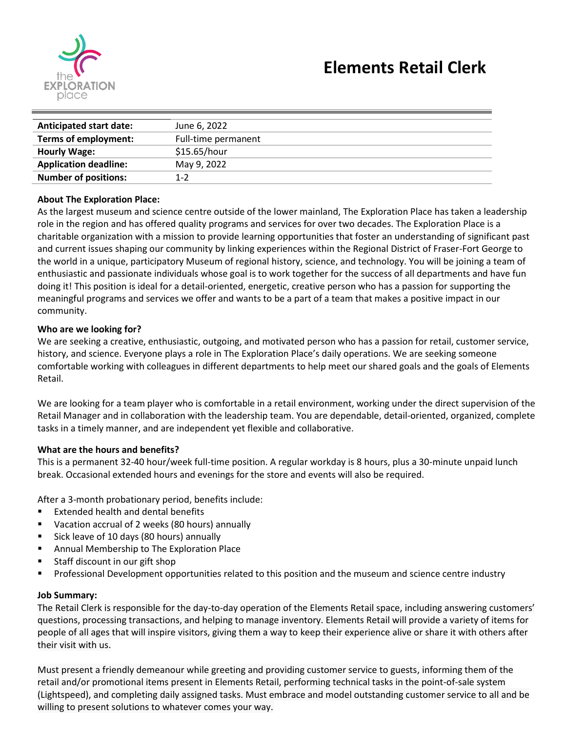# Elements Retail Clerk

| | |
|---|---|
| **Anticipated start date:** | June 6, 2022 |
| **Terms of employment:** | Full-time permanent |
| **Hourly Wage:** | $15.65/hour |
| **Application deadline:** | May 9, 2022 |
| **Number of positions:** | 1-2 |

**About The Exploration Place:**

As the largest museum and science centre outside of the lower mainland, The Exploration Place has taken a leadership role in the region and has offered quality programs and services for over two decades. The Exploration Place is a charitable organization with a mission to provide learning opportunities that foster an understanding of significant past and current issues shaping our community by linking experiences within the Regional District of Fraser-Fort George to the world in a unique, participatory Museum of regional history, science, and technology. You will be joining a team of enthusiastic and passionate individuals whose goal is to work together for the success of all departments and have fun doing it! This position is ideal for a detail-oriented, energetic, creative person who has a passion for supporting the meaningful programs and services we offer and wants to be a part of a team that makes a positive impact in our community.

**Who are we looking for?**

We are seeking a creative, enthusiastic, outgoing, and motivated person who has a passion for retail, customer service, history, and science. Everyone plays a role in The Exploration Place's daily operations. We are seeking someone comfortable working with colleagues in different departments to help meet our shared goals and the goals of Elements Retail.

We are looking for a team player who is comfortable in a retail environment, working under the direct supervision of the Retail Manager and in collaboration with the leadership team. You are dependable, detail-oriented, organized, complete tasks in a timely manner, and are independent yet flexible and collaborative.

**What are the hours and benefits?**

This is a permanent 32-40 hour/week full-time position. A regular workday is 8 hours, plus a 30-minute unpaid lunch break. Occasional extended hours and evenings for the store and events will also be required.

After a 3-month probationary period, benefits include:

- Extended health and dental benefits
- Vacation accrual of 2 weeks (80 hours) annually
- Sick leave of 10 days (80 hours) annually
- Annual Membership to The Exploration Place
- Staff discount in our gift shop
- Professional Development opportunities related to this position and the museum and science centre industry

**Job Summary:**

The Retail Clerk is responsible for the day-to-day operation of the Elements Retail space, including answering customers' questions, processing transactions, and helping to manage inventory. Elements Retail will provide a variety of items for people of all ages that will inspire visitors, giving them a way to keep their experience alive or share it with others after their visit with us.

Must present a friendly demeanour while greeting and providing customer service to guests, informing them of the retail and/or promotional items present in Elements Retail, performing technical tasks in the point-of-sale system (Lightspeed), and completing daily assigned tasks. Must embrace and model outstanding customer service to all and be willing to present solutions to whatever comes your way.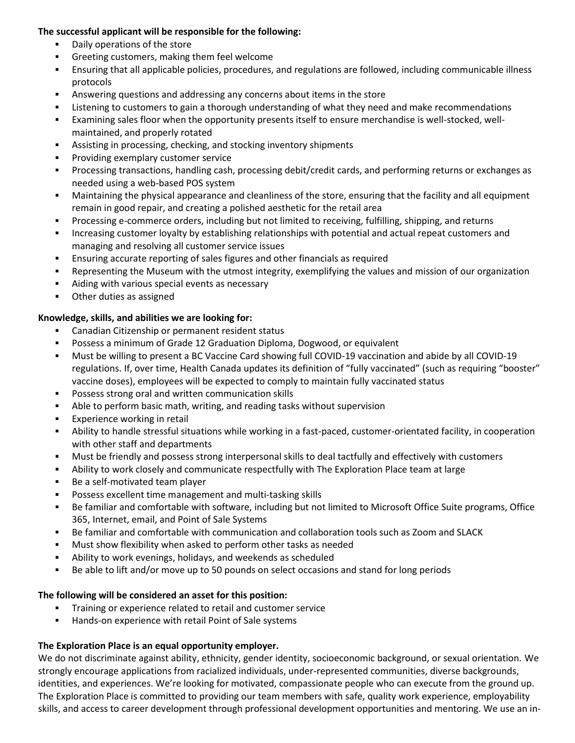**The successful applicant will be responsible for the following:**

- Daily operations of the store
- Greeting customers, making them feel welcome
- Ensuring that all applicable policies, procedures, and regulations are followed, including communicable illness protocols
- Answering questions and addressing any concerns about items in the store
- Listening to customers to gain a thorough understanding of what they need and make recommendations
- Examining sales floor when the opportunity presents itself to ensure merchandise is well-stocked, well-maintained, and properly rotated
- Assisting in processing, checking, and stocking inventory shipments
- Providing exemplary customer service
- Processing transactions, handling cash, processing debit/credit cards, and performing returns or exchanges as needed using a web-based POS system
- Maintaining the physical appearance and cleanliness of the store, ensuring that the facility and all equipment remain in good repair, and creating a polished aesthetic for the retail area
- Processing e-commerce orders, including but not limited to receiving, fulfilling, shipping, and returns
- Increasing customer loyalty by establishing relationships with potential and actual repeat customers and managing and resolving all customer service issues
- Ensuring accurate reporting of sales figures and other financials as required
- Representing the Museum with the utmost integrity, exemplifying the values and mission of our organization
- Aiding with various special events as necessary
- Other duties as assigned

**Knowledge, skills, and abilities we are looking for:**

- Canadian Citizenship or permanent resident status
- Possess a minimum of Grade 12 Graduation Diploma, Dogwood, or equivalent
- Must be willing to present a BC Vaccine Card showing full COVID-19 vaccination and abide by all COVID-19 regulations. If, over time, Health Canada updates its definition of "fully vaccinated" (such as requiring "booster" vaccine doses), employees will be expected to comply to maintain fully vaccinated status
- Possess strong oral and written communication skills
- Able to perform basic math, writing, and reading tasks without supervision
- Experience working in retail
- Ability to handle stressful situations while working in a fast-paced, customer-orientated facility, in cooperation with other staff and departments
- Must be friendly and possess strong interpersonal skills to deal tactfully and effectively with customers
- Ability to work closely and communicate respectfully with The Exploration Place team at large
- Be a self-motivated team player
- Possess excellent time management and multi-tasking skills
- Be familiar and comfortable with software, including but not limited to Microsoft Office Suite programs, Office 365, Internet, email, and Point of Sale Systems
- Be familiar and comfortable with communication and collaboration tools such as Zoom and SLACK
- Must show flexibility when asked to perform other tasks as needed
- Ability to work evenings, holidays, and weekends as scheduled
- Be able to lift and/or move up to 50 pounds on select occasions and stand for long periods

**The following will be considered an asset for this position:**

- Training or experience related to retail and customer service
- Hands-on experience with retail Point of Sale systems

**The Exploration Place is an equal opportunity employer.**

We do not discriminate against ability, ethnicity, gender identity, socioeconomic background, or sexual orientation. We strongly encourage applications from racialized individuals, under-represented communities, diverse backgrounds, identities, and experiences. We're looking for motivated, compassionate people who can execute from the ground up. The Exploration Place is committed to providing our team members with safe, quality work experience, employability skills, and access to career development through professional development opportunities and mentoring. We use an in-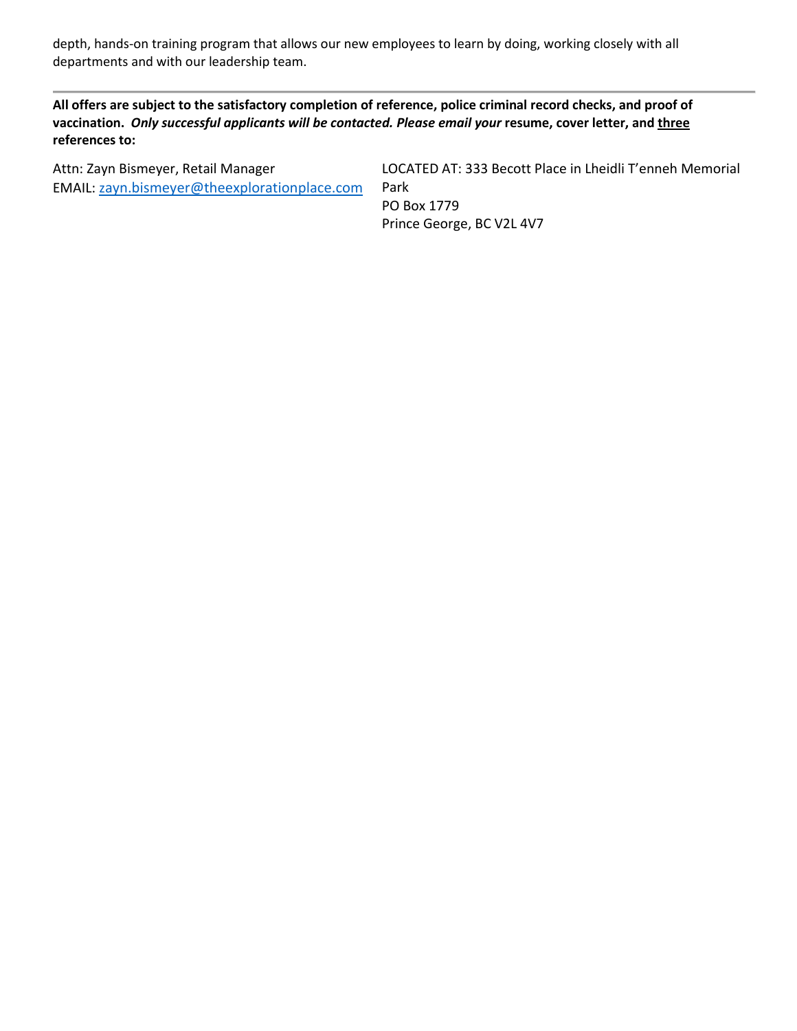depth, hands-on training program that allows our new employees to learn by doing, working closely with all departments and with our leadership team.

---

**All offers are subject to the satisfactory completion of reference, police criminal record checks, and proof of vaccination.** ***Only successful applicants will be contacted. Please email your*** **resume, cover letter, and <u>three</u> references to:**

Attn: Zayn Bismeyer, Retail Manager
EMAIL: [zayn.bismeyer@theexplorationplace.com](mailto:zayn.bismeyer@theexplorationplace.com)

LOCATED AT: 333 Becott Place in Lheidli T'enneh Memorial Park
PO Box 1779
Prince George, BC V2L 4V7